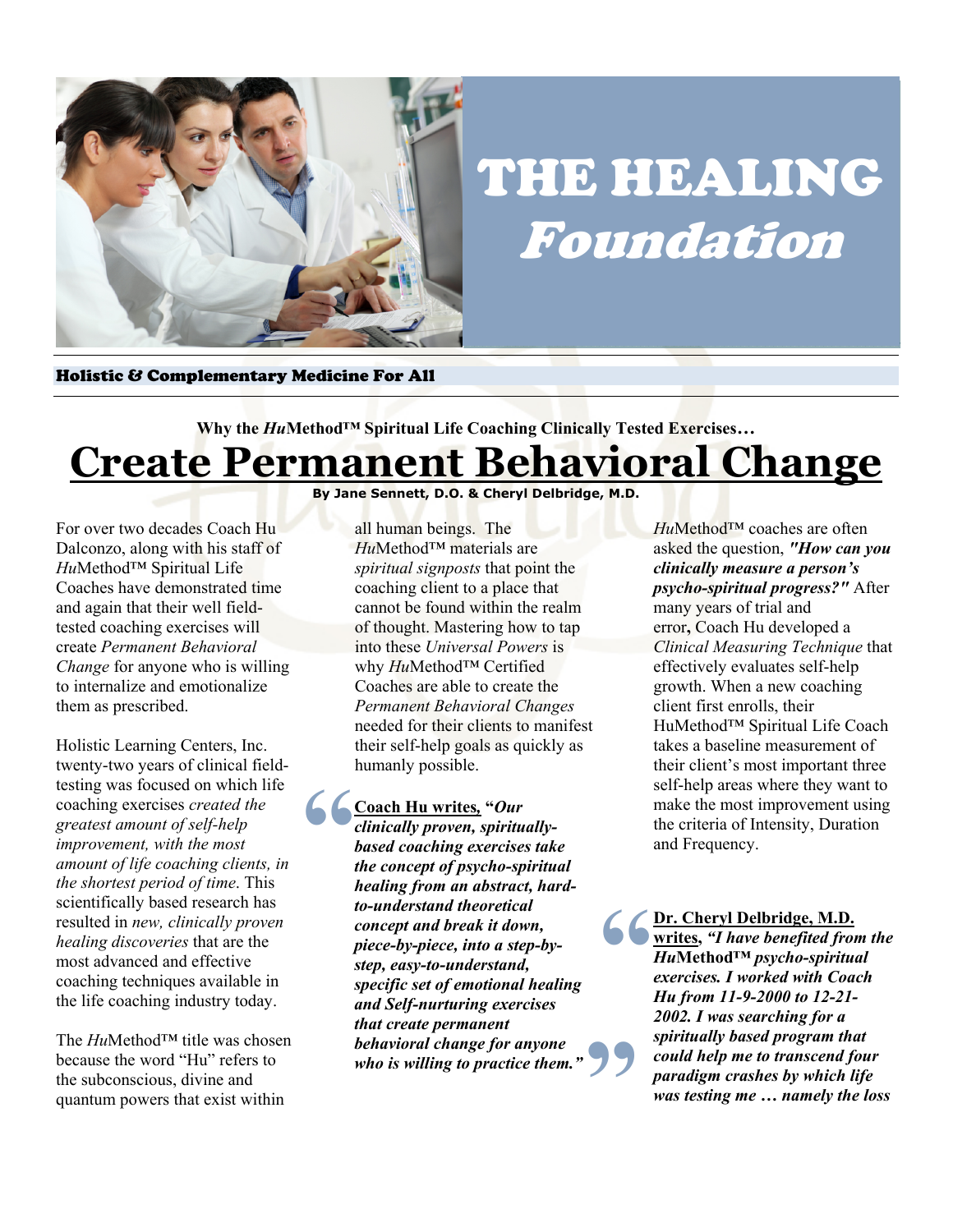# THE HEALING *Foundation*

**Holistic & Complementary Medicine For All**

**Why the *Hu*Method™ Spiritual Life Coaching Clinically Tested Exercises…**

# Create Permanent Behavioral Change

**By Jane Sennett, D.O. & Cheryl Delbridge, M.D.**

For over two decades Coach Hu Dalconzo, along with his staff of *Hu*Method™ Spiritual Life Coaches have demonstrated time and again that their well field-tested coaching exercises will create *Permanent Behavioral Change* for anyone who is willing to internalize and emotionalize them as prescribed.

Holistic Learning Centers, Inc. twenty-two years of clinical field-testing was focused on which life coaching exercises *created the greatest amount of self-help improvement, with the most amount of life coaching clients, in the shortest period of time*. This scientifically based research has resulted in *new, clinically proven healing discoveries* that are the most advanced and effective coaching techniques available in the life coaching industry today.

The *Hu*Method™ title was chosen because the word "Hu" refers to the subconscious, divine and quantum powers that exist within all human beings. The *Hu*Method™ materials are *spiritual signposts* that point the coaching client to a place that cannot be found within the realm of thought. Mastering how to tap into these *Universal Powers* is why *Hu*Method™ Certified Coaches are able to create the *Permanent Behavioral Changes* needed for their clients to manifest their self-help goals as quickly as humanly possible.

> **Coach Hu writes, *"Our clinically proven, spiritually-based coaching exercises take the concept of psycho-spiritual healing from an abstract, hard-to-understand theoretical concept and break it down, piece-by-piece, into a step-by-step, easy-to-understand, specific set of emotional healing and Self-nurturing exercises that create permanent behavioral change for anyone who is willing to practice them."***

*Hu*Method™ coaches are often asked the question, ***"How can you clinically measure a person's psycho-spiritual progress?"*** After many years of trial and error**,** Coach Hu developed a *Clinical Measuring Technique* that effectively evaluates self-help growth. When a new coaching client first enrolls, their HuMethod™ Spiritual Life Coach takes a baseline measurement of their client's most important three self-help areas where they want to make the most improvement using the criteria of Intensity, Duration and Frequency.

> **Dr. Cheryl Delbridge, M.D. writes, *"I have benefited from the Hu*Method™ *psycho-spiritual exercises. I worked with Coach Hu from 11-9-2000 to 12-21-2002. I was searching for a spiritually based program that could help me to transcend four paradigm crashes by which life was testing me … namely the loss***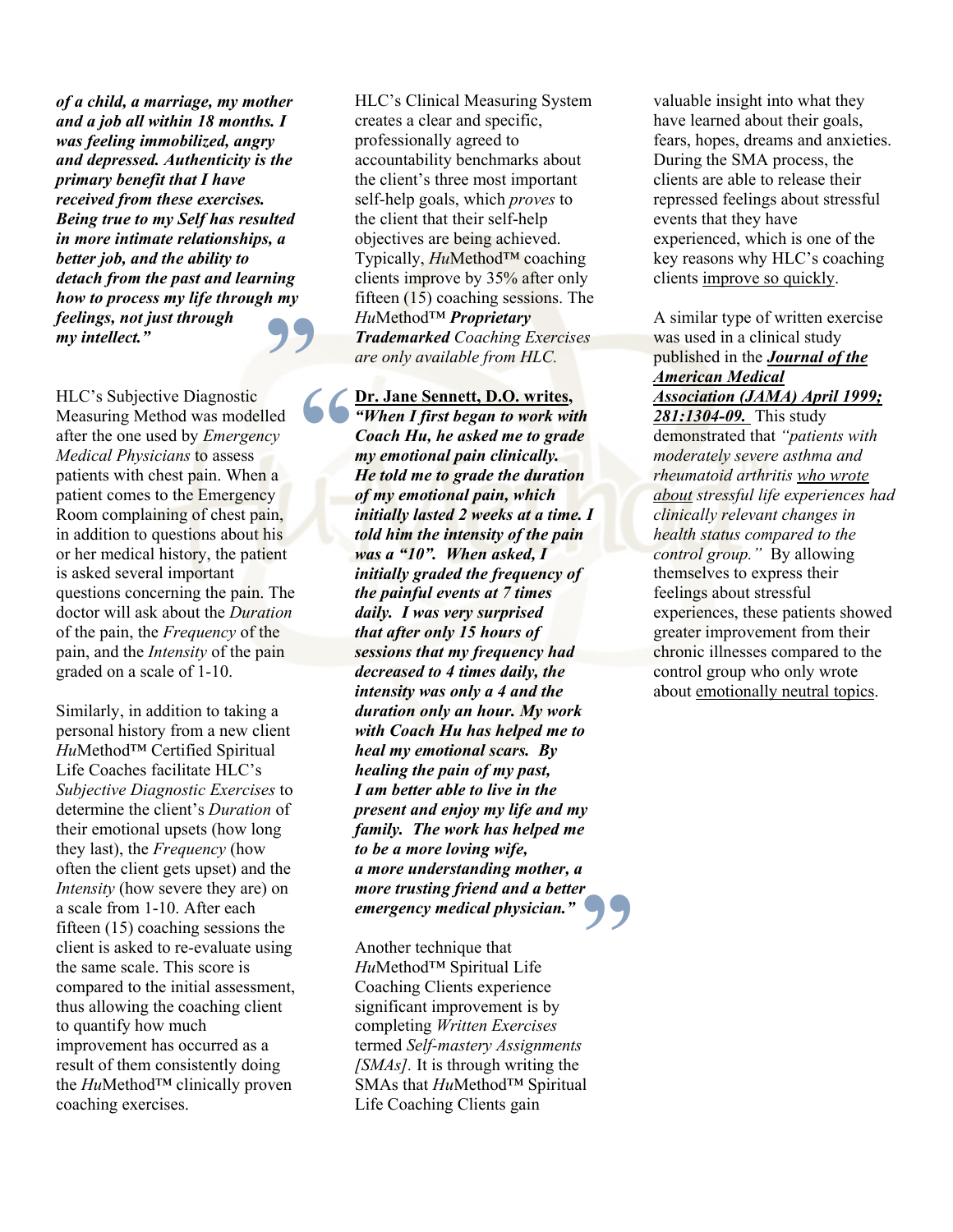***of a child, a marriage, my mother and a job all within 18 months. I was feeling immobilized, angry and depressed. Authenticity is the primary benefit that I have received from these exercises. Being true to my Self has resulted in more intimate relationships, a better job, and the ability to detach from the past and learning how to process my life through my feelings, not just through my intellect."***

HLC's Subjective Diagnostic Measuring Method was modelled after the one used by *Emergency Medical Physicians* to assess patients with chest pain. When a patient comes to the Emergency Room complaining of chest pain, in addition to questions about his or her medical history, the patient is asked several important questions concerning the pain. The doctor will ask about the *Duration* of the pain, the *Frequency* of the pain, and the *Intensity* of the pain graded on a scale of 1-10.

Similarly, in addition to taking a personal history from a new client *Hu*Method™ Certified Spiritual Life Coaches facilitate HLC's *Subjective Diagnostic Exercises* to determine the client's *Duration* of their emotional upsets (how long they last), the *Frequency* (how often the client gets upset) and the *Intensity* (how severe they are) on a scale from 1-10. After each fifteen (15) coaching sessions the client is asked to re-evaluate using the same scale. This score is compared to the initial assessment, thus allowing the coaching client to quantify how much improvement has occurred as a result of them consistently doing the *Hu*Method™ clinically proven coaching exercises.

HLC's Clinical Measuring System creates a clear and specific, professionally agreed to accountability benchmarks about the client's three most important self-help goals, which *proves* to the client that their self-help objectives are being achieved. Typically, *Hu*Method™ coaching clients improve by 35% after only fifteen (15) coaching sessions. The *Hu*Method™ ***Proprietary Trademarked*** *Coaching Exercises are only available from HLC.*

**Dr. Jane Sennett, D.O. writes,** ***"When I first began to work with Coach Hu, he asked me to grade my emotional pain clinically. He told me to grade the duration of my emotional pain, which initially lasted 2 weeks at a time. I told him the intensity of the pain was a "10". When asked, I initially graded the frequency of the painful events at 7 times daily. I was very surprised that after only 15 hours of sessions that my frequency had decreased to 4 times daily, the intensity was only a 4 and the duration only an hour. My work with Coach Hu has helped me to heal my emotional scars. By healing the pain of my past, I am better able to live in the present and enjoy my life and my family. The work has helped me to be a more loving wife, a more understanding mother, a more trusting friend and a better emergency medical physician."***

Another technique that *Hu*Method™ Spiritual Life Coaching Clients experience significant improvement is by completing *Written Exercises* termed *Self-mastery Assignments [SMAs].* It is through writing the SMAs that *Hu*Method™ Spiritual Life Coaching Clients gain valuable insight into what they have learned about their goals, fears, hopes, dreams and anxieties. During the SMA process, the clients are able to release their repressed feelings about stressful events that they have experienced, which is one of the key reasons why HLC's coaching clients improve so quickly.

A similar type of written exercise was used in a clinical study published in the ***Journal of the American Medical Association (JAMA) April 1999; 281:1304-09.*** This study demonstrated that *"patients with moderately severe asthma and rheumatoid arthritis who wrote about stressful life experiences had clinically relevant changes in health status compared to the control group."* By allowing themselves to express their feelings about stressful experiences, these patients showed greater improvement from their chronic illnesses compared to the control group who only wrote about emotionally neutral topics.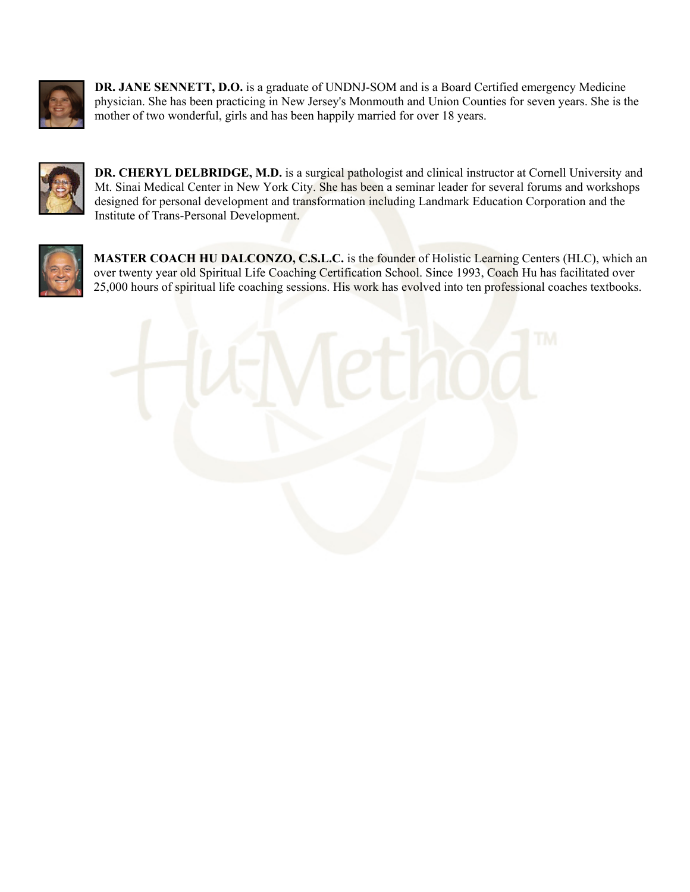**DR. JANE SENNETT, D.O.** is a graduate of UNDNJ-SOM and is a Board Certified emergency Medicine physician. She has been practicing in New Jersey's Monmouth and Union Counties for seven years. She is the mother of two wonderful, girls and has been happily married for over 18 years.

**DR. CHERYL DELBRIDGE, M.D.** is a surgical pathologist and clinical instructor at Cornell University and Mt. Sinai Medical Center in New York City. She has been a seminar leader for several forums and workshops designed for personal development and transformation including Landmark Education Corporation and the Institute of Trans-Personal Development.

**MASTER COACH HU DALCONZO, C.S.L.C.** is the founder of Holistic Learning Centers (HLC), which an over twenty year old Spiritual Life Coaching Certification School. Since 1993, Coach Hu has facilitated over 25,000 hours of spiritual life coaching sessions. His work has evolved into ten professional coaches textbooks.